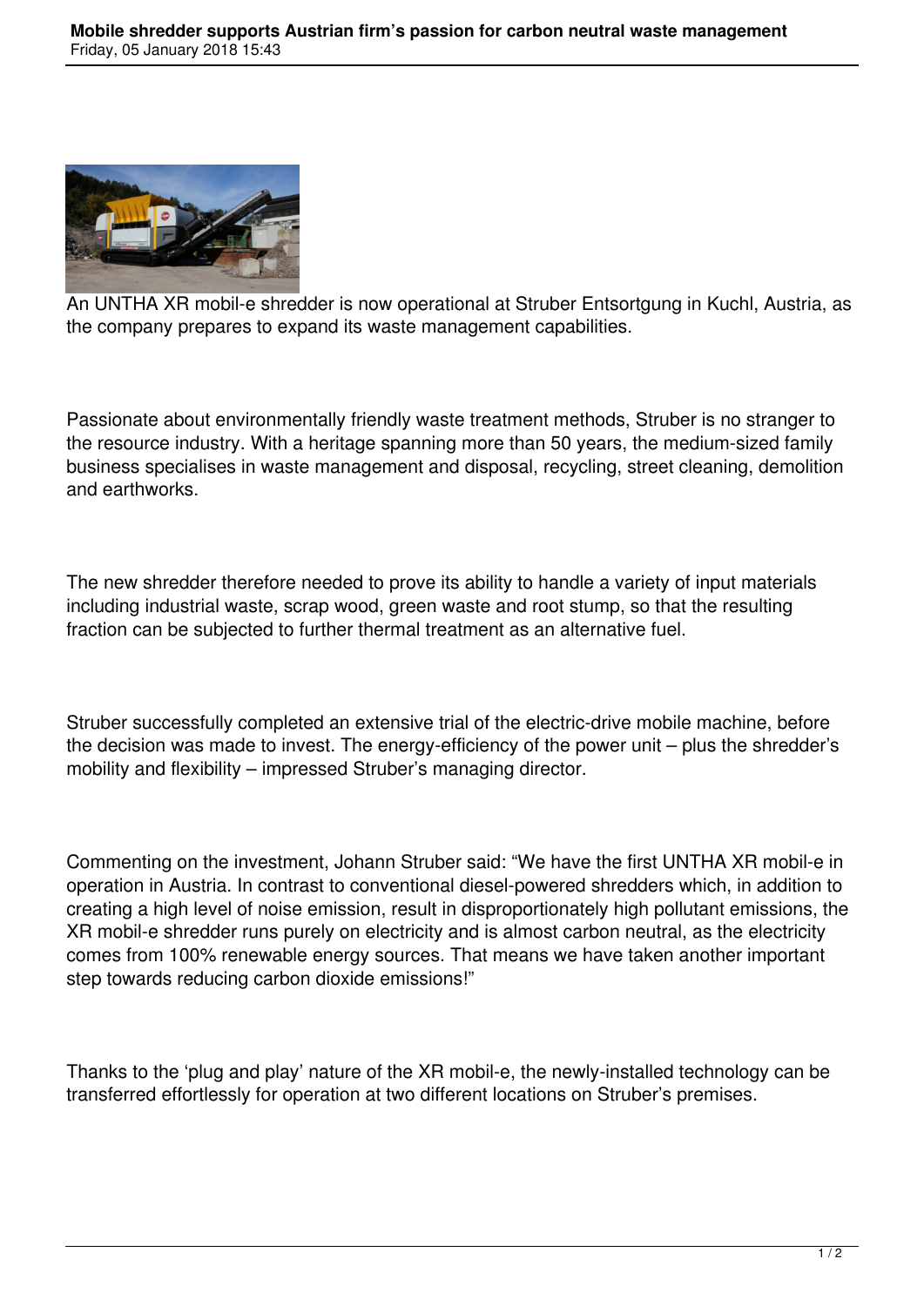# Mobile shredder supports Austrian firm's passion for carbon neutral waste management

Friday, 05 January 2018 15:43

An UNTHA XR mobil-e shredder is now operational at Struber Entsortgung in Kuchl, Austria, as the company prepares to expand its waste management capabilities.

Passionate about environmentally friendly waste treatment methods, Struber is no stranger to the resource industry. With a heritage spanning more than 50 years, the medium-sized family business specialises in waste management and disposal, recycling, street cleaning, demolition and earthworks.

The new shredder therefore needed to prove its ability to handle a variety of input materials including industrial waste, scrap wood, green waste and root stump, so that the resulting fraction can be subjected to further thermal treatment as an alternative fuel.

Struber successfully completed an extensive trial of the electric-drive mobile machine, before the decision was made to invest. The energy-efficiency of the power unit – plus the shredder's mobility and flexibility – impressed Struber's managing director.

Commenting on the investment, Johann Struber said: "We have the first UNTHA XR mobil-e in operation in Austria. In contrast to conventional diesel-powered shredders which, in addition to creating a high level of noise emission, result in disproportionately high pollutant emissions, the XR mobil-e shredder runs purely on electricity and is almost carbon neutral, as the electricity comes from 100% renewable energy sources. That means we have taken another important step towards reducing carbon dioxide emissions!"

Thanks to the 'plug and play' nature of the XR mobil-e, the newly-installed technology can be transferred effortlessly for operation at two different locations on Struber's premises.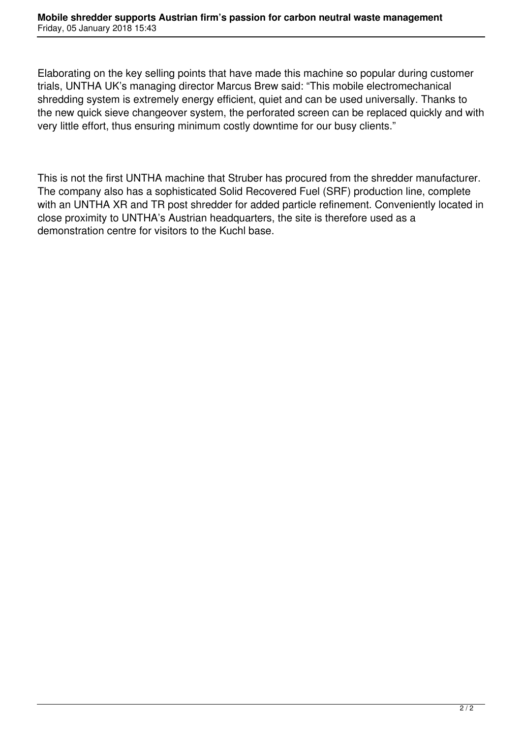Elaborating on the key selling points that have made this machine so popular during customer trials, UNTHA UK's managing director Marcus Brew said: "This mobile electromechanical shredding system is extremely energy efficient, quiet and can be used universally. Thanks to the new quick sieve changeover system, the perforated screen can be replaced quickly and with very little effort, thus ensuring minimum costly downtime for our busy clients."

This is not the first UNTHA machine that Struber has procured from the shredder manufacturer. The company also has a sophisticated Solid Recovered Fuel (SRF) production line, complete with an UNTHA XR and TR post shredder for added particle refinement. Conveniently located in close proximity to UNTHA's Austrian headquarters, the site is therefore used as a demonstration centre for visitors to the Kuchl base.